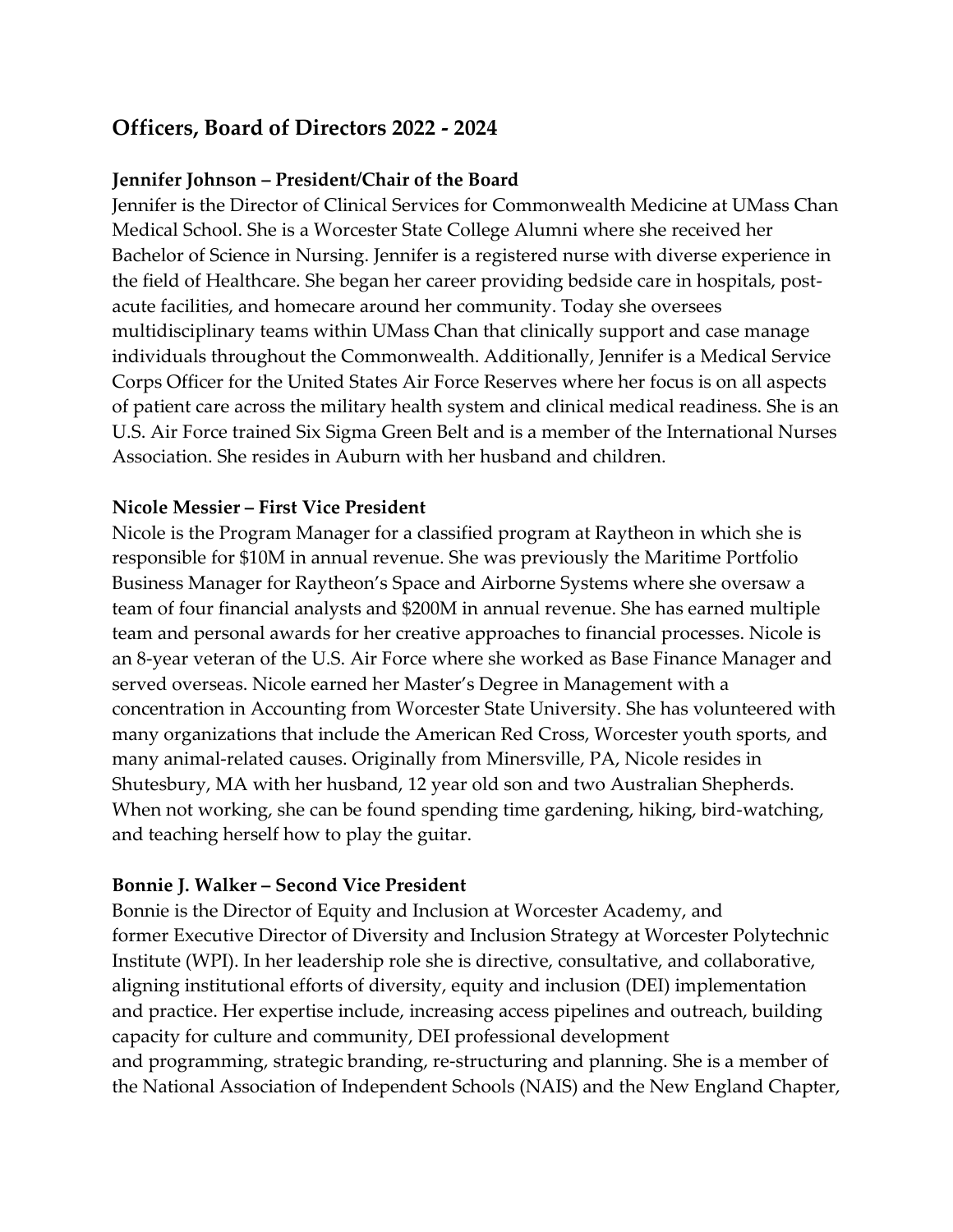## Officers, Board of Directors 2022 - 2024

**Jennifer Johnson – President/Chair of the Board**
Jennifer is the Director of Clinical Services for Commonwealth Medicine at UMass Chan Medical School. She is a Worcester State College Alumni where she received her Bachelor of Science in Nursing. Jennifer is a registered nurse with diverse experience in the field of Healthcare. She began her career providing bedside care in hospitals, post-acute facilities, and homecare around her community. Today she oversees multidisciplinary teams within UMass Chan that clinically support and case manage individuals throughout the Commonwealth. Additionally, Jennifer is a Medical Service Corps Officer for the United States Air Force Reserves where her focus is on all aspects of patient care across the military health system and clinical medical readiness. She is an U.S. Air Force trained Six Sigma Green Belt and is a member of the International Nurses Association. She resides in Auburn with her husband and children.

**Nicole Messier – First Vice President**
Nicole is the Program Manager for a classified program at Raytheon in which she is responsible for $10M in annual revenue. She was previously the Maritime Portfolio Business Manager for Raytheon's Space and Airborne Systems where she oversaw a team of four financial analysts and $200M in annual revenue. She has earned multiple team and personal awards for her creative approaches to financial processes. Nicole is an 8-year veteran of the U.S. Air Force where she worked as Base Finance Manager and served overseas. Nicole earned her Master's Degree in Management with a concentration in Accounting from Worcester State University. She has volunteered with many organizations that include the American Red Cross, Worcester youth sports, and many animal-related causes. Originally from Minersville, PA, Nicole resides in Shutesbury, MA with her husband, 12 year old son and two Australian Shepherds. When not working, she can be found spending time gardening, hiking, bird-watching, and teaching herself how to play the guitar.

**Bonnie J. Walker – Second Vice President**
Bonnie is the Director of Equity and Inclusion at Worcester Academy, and former Executive Director of Diversity and Inclusion Strategy at Worcester Polytechnic Institute (WPI). In her leadership role she is directive, consultative, and collaborative, aligning institutional efforts of diversity, equity and inclusion (DEI) implementation and practice. Her expertise include, increasing access pipelines and outreach, building capacity for culture and community, DEI professional development and programming, strategic branding, re-structuring and planning. She is a member of the National Association of Independent Schools (NAIS) and the New England Chapter,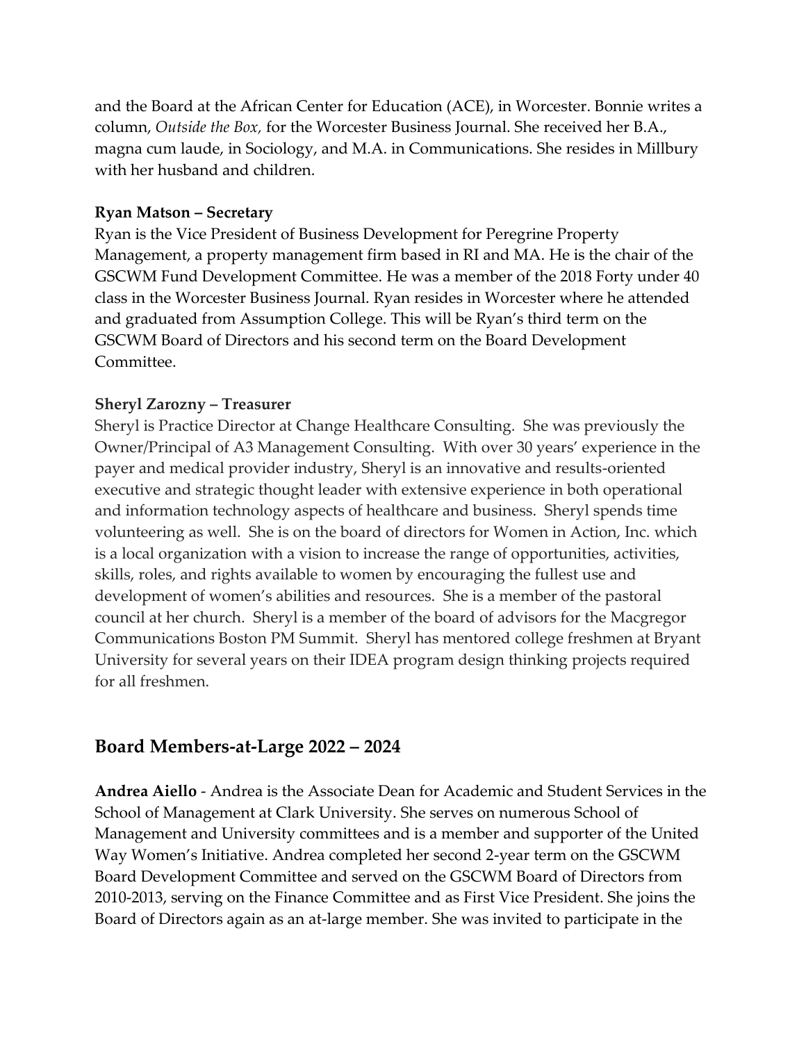and the Board at the African Center for Education (ACE), in Worcester. Bonnie writes a column, *Outside the Box,* for the Worcester Business Journal. She received her B.A., magna cum laude, in Sociology, and M.A. in Communications. She resides in Millbury with her husband and children.

**Ryan Matson – Secretary**
Ryan is the Vice President of Business Development for Peregrine Property Management, a property management firm based in RI and MA. He is the chair of the GSCWM Fund Development Committee. He was a member of the 2018 Forty under 40 class in the Worcester Business Journal. Ryan resides in Worcester where he attended and graduated from Assumption College. This will be Ryan's third term on the GSCWM Board of Directors and his second term on the Board Development Committee.

**Sheryl Zarozny – Treasurer**
Sheryl is Practice Director at Change Healthcare Consulting. She was previously the Owner/Principal of A3 Management Consulting. With over 30 years' experience in the payer and medical provider industry, Sheryl is an innovative and results-oriented executive and strategic thought leader with extensive experience in both operational and information technology aspects of healthcare and business. Sheryl spends time volunteering as well. She is on the board of directors for Women in Action, Inc. which is a local organization with a vision to increase the range of opportunities, activities, skills, roles, and rights available to women by encouraging the fullest use and development of women's abilities and resources. She is a member of the pastoral council at her church. Sheryl is a member of the board of advisors for the Macgregor Communications Boston PM Summit. Sheryl has mentored college freshmen at Bryant University for several years on their IDEA program design thinking projects required for all freshmen.

## Board Members-at-Large 2022 – 2024

**Andrea Aiello** - Andrea is the Associate Dean for Academic and Student Services in the School of Management at Clark University. She serves on numerous School of Management and University committees and is a member and supporter of the United Way Women's Initiative. Andrea completed her second 2-year term on the GSCWM Board Development Committee and served on the GSCWM Board of Directors from 2010-2013, serving on the Finance Committee and as First Vice President. She joins the Board of Directors again as an at-large member. She was invited to participate in the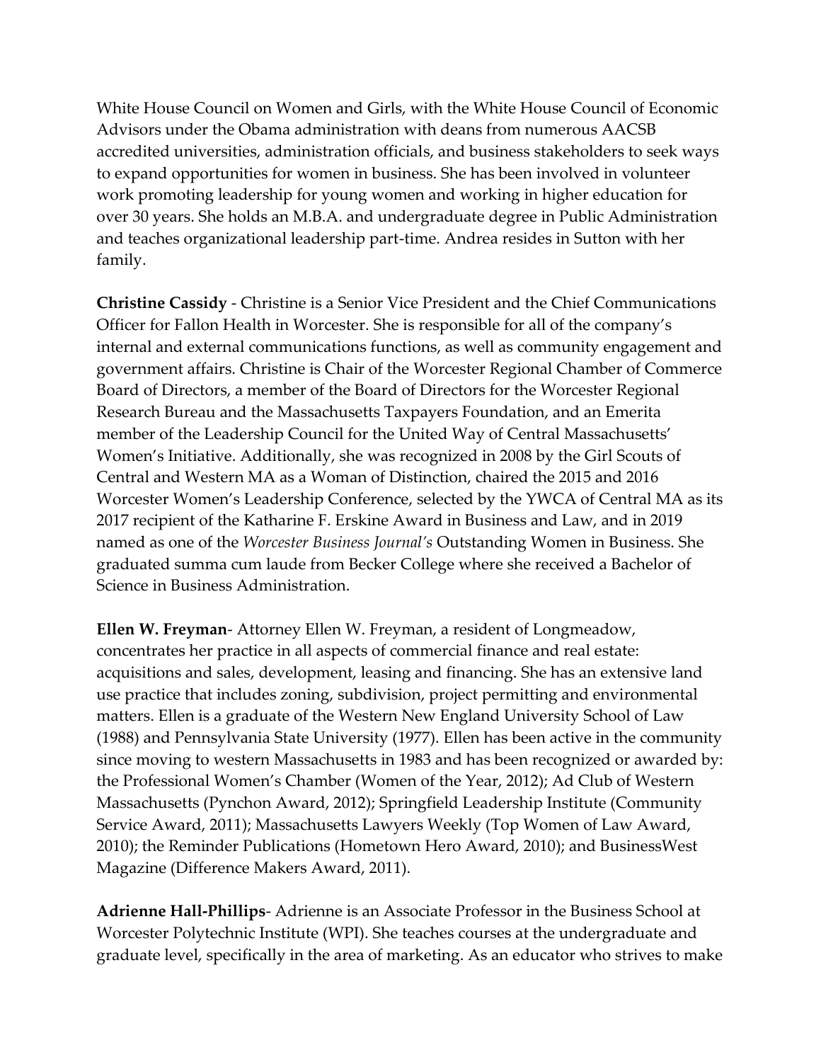White House Council on Women and Girls, with the White House Council of Economic Advisors under the Obama administration with deans from numerous AACSB accredited universities, administration officials, and business stakeholders to seek ways to expand opportunities for women in business. She has been involved in volunteer work promoting leadership for young women and working in higher education for over 30 years. She holds an M.B.A. and undergraduate degree in Public Administration and teaches organizational leadership part-time. Andrea resides in Sutton with her family.

**Christine Cassidy** - Christine is a Senior Vice President and the Chief Communications Officer for Fallon Health in Worcester. She is responsible for all of the company's internal and external communications functions, as well as community engagement and government affairs. Christine is Chair of the Worcester Regional Chamber of Commerce Board of Directors, a member of the Board of Directors for the Worcester Regional Research Bureau and the Massachusetts Taxpayers Foundation, and an Emerita member of the Leadership Council for the United Way of Central Massachusetts' Women's Initiative. Additionally, she was recognized in 2008 by the Girl Scouts of Central and Western MA as a Woman of Distinction, chaired the 2015 and 2016 Worcester Women's Leadership Conference, selected by the YWCA of Central MA as its 2017 recipient of the Katharine F. Erskine Award in Business and Law, and in 2019 named as one of the *Worcester Business Journal's* Outstanding Women in Business. She graduated summa cum laude from Becker College where she received a Bachelor of Science in Business Administration.

**Ellen W. Freyman**- Attorney Ellen W. Freyman, a resident of Longmeadow, concentrates her practice in all aspects of commercial finance and real estate: acquisitions and sales, development, leasing and financing. She has an extensive land use practice that includes zoning, subdivision, project permitting and environmental matters. Ellen is a graduate of the Western New England University School of Law (1988) and Pennsylvania State University (1977). Ellen has been active in the community since moving to western Massachusetts in 1983 and has been recognized or awarded by: the Professional Women's Chamber (Women of the Year, 2012); Ad Club of Western Massachusetts (Pynchon Award, 2012); Springfield Leadership Institute (Community Service Award, 2011); Massachusetts Lawyers Weekly (Top Women of Law Award, 2010); the Reminder Publications (Hometown Hero Award, 2010); and BusinessWest Magazine (Difference Makers Award, 2011).

**Adrienne Hall-Phillips**- Adrienne is an Associate Professor in the Business School at Worcester Polytechnic Institute (WPI). She teaches courses at the undergraduate and graduate level, specifically in the area of marketing. As an educator who strives to make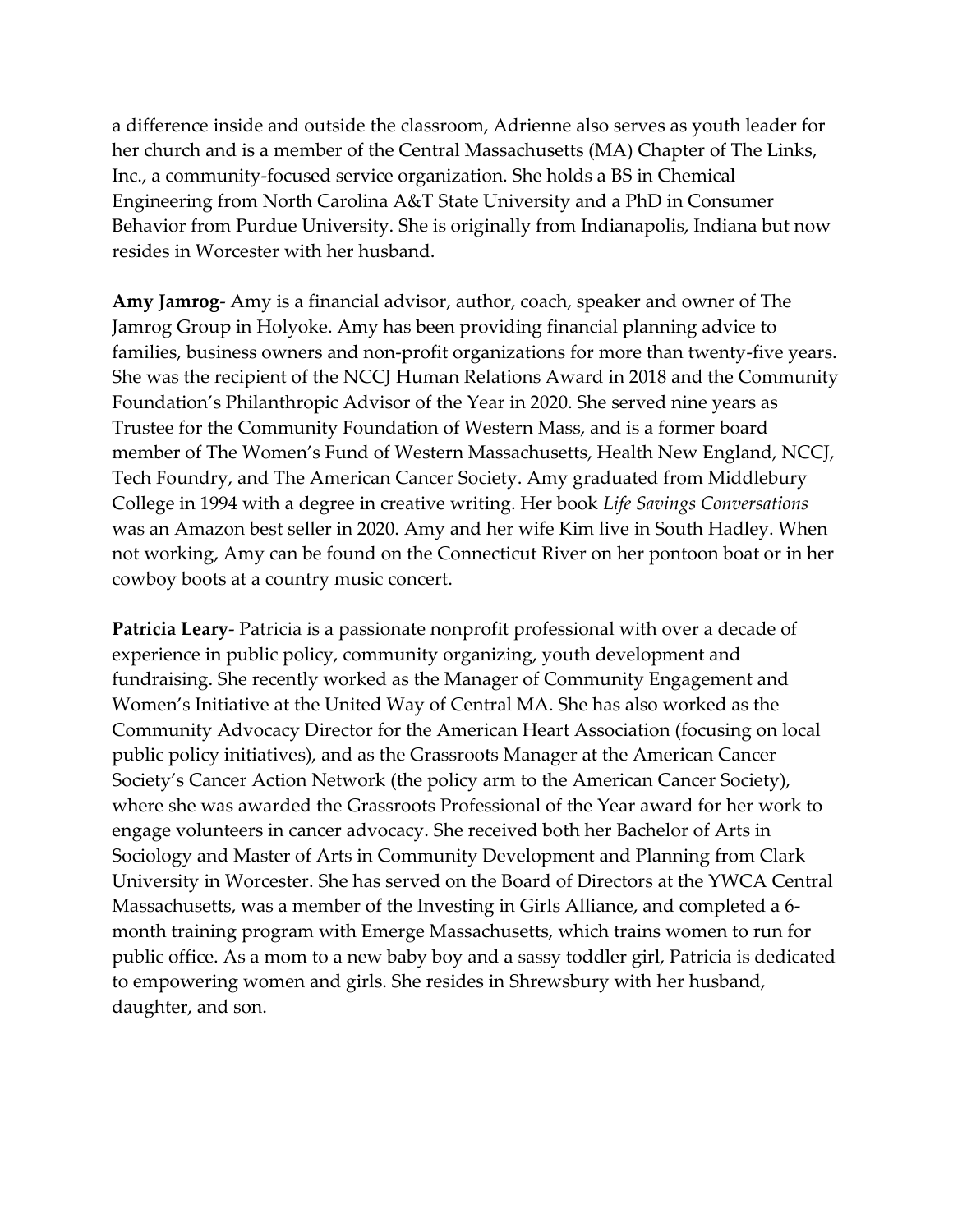a difference inside and outside the classroom, Adrienne also serves as youth leader for her church and is a member of the Central Massachusetts (MA) Chapter of The Links, Inc., a community-focused service organization. She holds a BS in Chemical Engineering from North Carolina A&T State University and a PhD in Consumer Behavior from Purdue University. She is originally from Indianapolis, Indiana but now resides in Worcester with her husband.

**Amy Jamrog**- Amy is a financial advisor, author, coach, speaker and owner of The Jamrog Group in Holyoke. Amy has been providing financial planning advice to families, business owners and non-profit organizations for more than twenty-five years. She was the recipient of the NCCJ Human Relations Award in 2018 and the Community Foundation's Philanthropic Advisor of the Year in 2020. She served nine years as Trustee for the Community Foundation of Western Mass, and is a former board member of The Women's Fund of Western Massachusetts, Health New England, NCCJ, Tech Foundry, and The American Cancer Society. Amy graduated from Middlebury College in 1994 with a degree in creative writing. Her book *Life Savings Conversations* was an Amazon best seller in 2020. Amy and her wife Kim live in South Hadley. When not working, Amy can be found on the Connecticut River on her pontoon boat or in her cowboy boots at a country music concert.

**Patricia Leary**- Patricia is a passionate nonprofit professional with over a decade of experience in public policy, community organizing, youth development and fundraising. She recently worked as the Manager of Community Engagement and Women's Initiative at the United Way of Central MA. She has also worked as the Community Advocacy Director for the American Heart Association (focusing on local public policy initiatives), and as the Grassroots Manager at the American Cancer Society's Cancer Action Network (the policy arm to the American Cancer Society), where she was awarded the Grassroots Professional of the Year award for her work to engage volunteers in cancer advocacy. She received both her Bachelor of Arts in Sociology and Master of Arts in Community Development and Planning from Clark University in Worcester. She has served on the Board of Directors at the YWCA Central Massachusetts, was a member of the Investing in Girls Alliance, and completed a 6-month training program with Emerge Massachusetts, which trains women to run for public office. As a mom to a new baby boy and a sassy toddler girl, Patricia is dedicated to empowering women and girls. She resides in Shrewsbury with her husband, daughter, and son.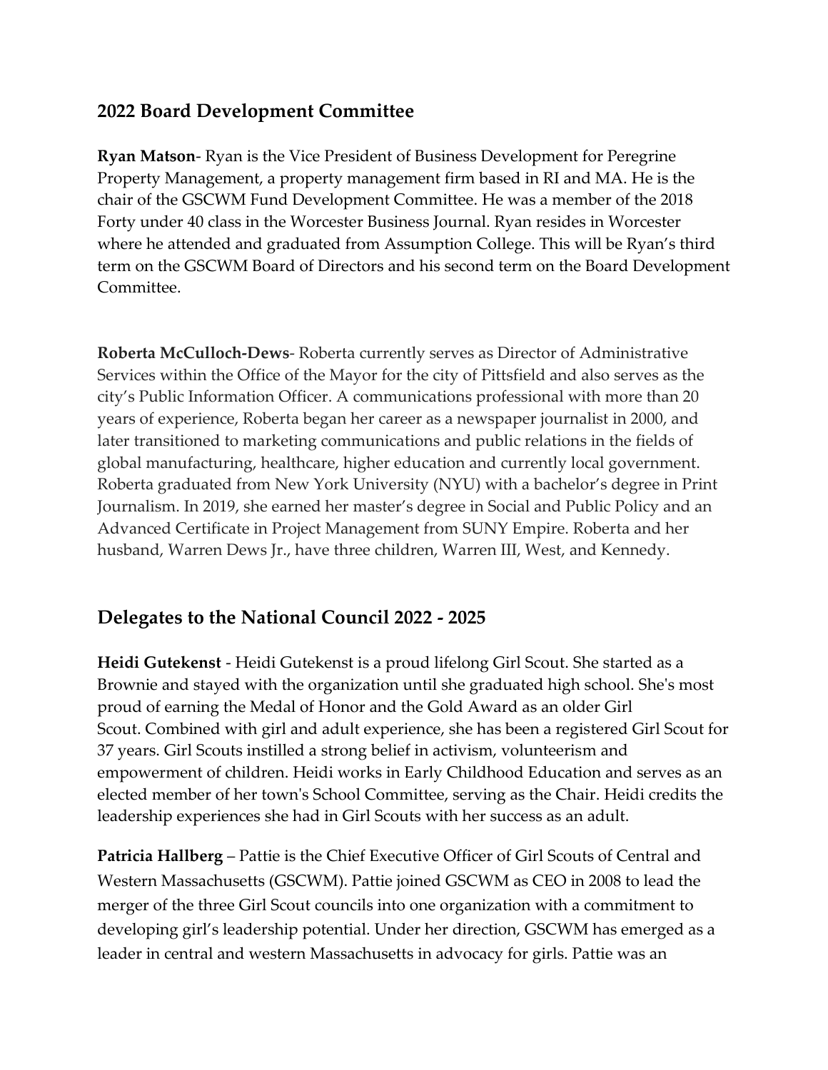## 2022 Board Development Committee

**Ryan Matson**- Ryan is the Vice President of Business Development for Peregrine Property Management, a property management firm based in RI and MA. He is the chair of the GSCWM Fund Development Committee. He was a member of the 2018 Forty under 40 class in the Worcester Business Journal. Ryan resides in Worcester where he attended and graduated from Assumption College. This will be Ryan's third term on the GSCWM Board of Directors and his second term on the Board Development Committee.

**Roberta McCulloch-Dews**- Roberta currently serves as Director of Administrative Services within the Office of the Mayor for the city of Pittsfield and also serves as the city's Public Information Officer. A communications professional with more than 20 years of experience, Roberta began her career as a newspaper journalist in 2000, and later transitioned to marketing communications and public relations in the fields of global manufacturing, healthcare, higher education and currently local government. Roberta graduated from New York University (NYU) with a bachelor's degree in Print Journalism. In 2019, she earned her master's degree in Social and Public Policy and an Advanced Certificate in Project Management from SUNY Empire. Roberta and her husband, Warren Dews Jr., have three children, Warren III, West, and Kennedy.

## Delegates to the National Council 2022 - 2025

**Heidi Gutekenst** - Heidi Gutekenst is a proud lifelong Girl Scout. She started as a Brownie and stayed with the organization until she graduated high school. She's most proud of earning the Medal of Honor and the Gold Award as an older Girl Scout. Combined with girl and adult experience, she has been a registered Girl Scout for 37 years. Girl Scouts instilled a strong belief in activism, volunteerism and empowerment of children. Heidi works in Early Childhood Education and serves as an elected member of her town's School Committee, serving as the Chair. Heidi credits the leadership experiences she had in Girl Scouts with her success as an adult.

**Patricia Hallberg** – Pattie is the Chief Executive Officer of Girl Scouts of Central and Western Massachusetts (GSCWM). Pattie joined GSCWM as CEO in 2008 to lead the merger of the three Girl Scout councils into one organization with a commitment to developing girl's leadership potential. Under her direction, GSCWM has emerged as a leader in central and western Massachusetts in advocacy for girls. Pattie was an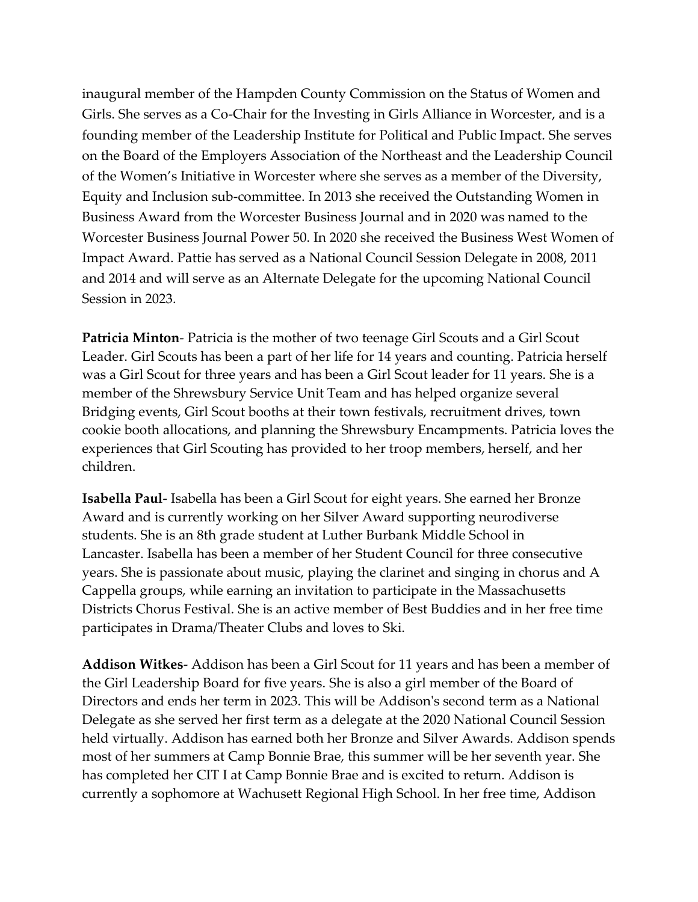inaugural member of the Hampden County Commission on the Status of Women and Girls. She serves as a Co-Chair for the Investing in Girls Alliance in Worcester, and is a founding member of the Leadership Institute for Political and Public Impact. She serves on the Board of the Employers Association of the Northeast and the Leadership Council of the Women's Initiative in Worcester where she serves as a member of the Diversity, Equity and Inclusion sub-committee. In 2013 she received the Outstanding Women in Business Award from the Worcester Business Journal and in 2020 was named to the Worcester Business Journal Power 50. In 2020 she received the Business West Women of Impact Award. Pattie has served as a National Council Session Delegate in 2008, 2011 and 2014 and will serve as an Alternate Delegate for the upcoming National Council Session in 2023.

**Patricia Minton**- Patricia is the mother of two teenage Girl Scouts and a Girl Scout Leader. Girl Scouts has been a part of her life for 14 years and counting. Patricia herself was a Girl Scout for three years and has been a Girl Scout leader for 11 years. She is a member of the Shrewsbury Service Unit Team and has helped organize several Bridging events, Girl Scout booths at their town festivals, recruitment drives, town cookie booth allocations, and planning the Shrewsbury Encampments. Patricia loves the experiences that Girl Scouting has provided to her troop members, herself, and her children.

**Isabella Paul**- Isabella has been a Girl Scout for eight years. She earned her Bronze Award and is currently working on her Silver Award supporting neurodiverse students. She is an 8th grade student at Luther Burbank Middle School in Lancaster. Isabella has been a member of her Student Council for three consecutive years. She is passionate about music, playing the clarinet and singing in chorus and A Cappella groups, while earning an invitation to participate in the Massachusetts Districts Chorus Festival. She is an active member of Best Buddies and in her free time participates in Drama/Theater Clubs and loves to Ski.

**Addison Witkes**- Addison has been a Girl Scout for 11 years and has been a member of the Girl Leadership Board for five years. She is also a girl member of the Board of Directors and ends her term in 2023. This will be Addison's second term as a National Delegate as she served her first term as a delegate at the 2020 National Council Session held virtually. Addison has earned both her Bronze and Silver Awards. Addison spends most of her summers at Camp Bonnie Brae, this summer will be her seventh year. She has completed her CIT I at Camp Bonnie Brae and is excited to return. Addison is currently a sophomore at Wachusett Regional High School. In her free time, Addison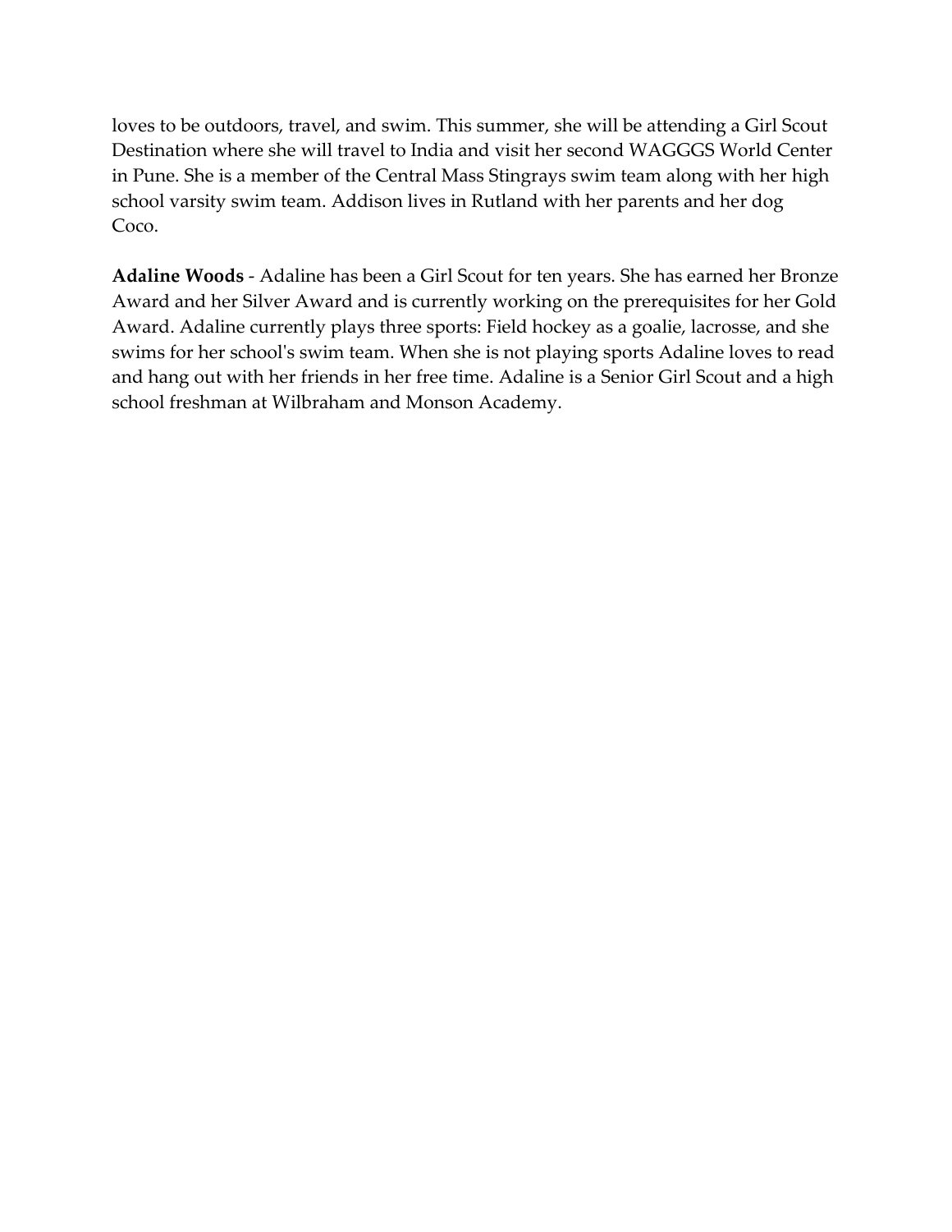loves to be outdoors, travel, and swim. This summer, she will be attending a Girl Scout Destination where she will travel to India and visit her second WAGGGS World Center in Pune. She is a member of the Central Mass Stingrays swim team along with her high school varsity swim team. Addison lives in Rutland with her parents and her dog Coco.

**Adaline Woods** - Adaline has been a Girl Scout for ten years. She has earned her Bronze Award and her Silver Award and is currently working on the prerequisites for her Gold Award. Adaline currently plays three sports: Field hockey as a goalie, lacrosse, and she swims for her school's swim team. When she is not playing sports Adaline loves to read and hang out with her friends in her free time. Adaline is a Senior Girl Scout and a high school freshman at Wilbraham and Monson Academy.